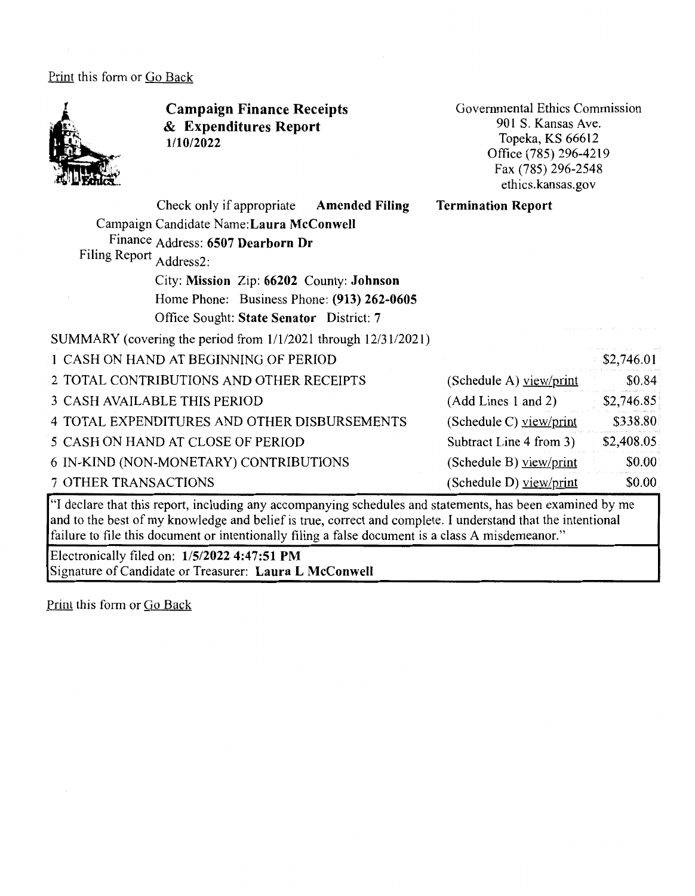Print this form or Go Back

# Campaign Finance Receipts & Expenditures Report

1/10/2022

Governmental Ethics Commission
901 S. Kansas Ave.
Topeka, KS 66612
Office (785) 296-4219
Fax (785) 296-2548
ethics.kansas.gov

Check only if appropriate **Amended Filing** **Termination Report**

Campaign Finance Filing Report

Candidate Name: **Laura McConwell**
Address: **6507 Dearborn Dr**
Address2:
City: **Mission** Zip: **66202** County: **Johnson**
Home Phone: Business Phone: **(913) 262-0605**
Office Sought: **State Senator** District: **7**

SUMMARY (covering the period from 1/1/2021 through 12/31/2021)

| | | |
|---|---|---|
| 1 CASH ON HAND AT BEGINNING OF PERIOD | | $2,746.01 |
| 2 TOTAL CONTRIBUTIONS AND OTHER RECEIPTS | (Schedule A) view/print | $0.84 |
| 3 CASH AVAILABLE THIS PERIOD | (Add Lines 1 and 2) | $2,746.85 |
| 4 TOTAL EXPENDITURES AND OTHER DISBURSEMENTS | (Schedule C) view/print | $338.80 |
| 5 CASH ON HAND AT CLOSE OF PERIOD | Subtract Line 4 from 3) | $2,408.05 |
| 6 IN-KIND (NON-MONETARY) CONTRIBUTIONS | (Schedule B) view/print | $0.00 |
| 7 OTHER TRANSACTIONS | (Schedule D) view/print | $0.00 |

"I declare that this report, including any accompanying schedules and statements, has been examined by me and to the best of my knowledge and belief is true, correct and complete. I understand that the intentional failure to file this document or intentionally filing a false document is a class A misdemeanor."

Electronically filed on: **1/5/2022 4:47:51 PM**
Signature of Candidate or Treasurer: **Laura L McConwell**

Print this form or Go Back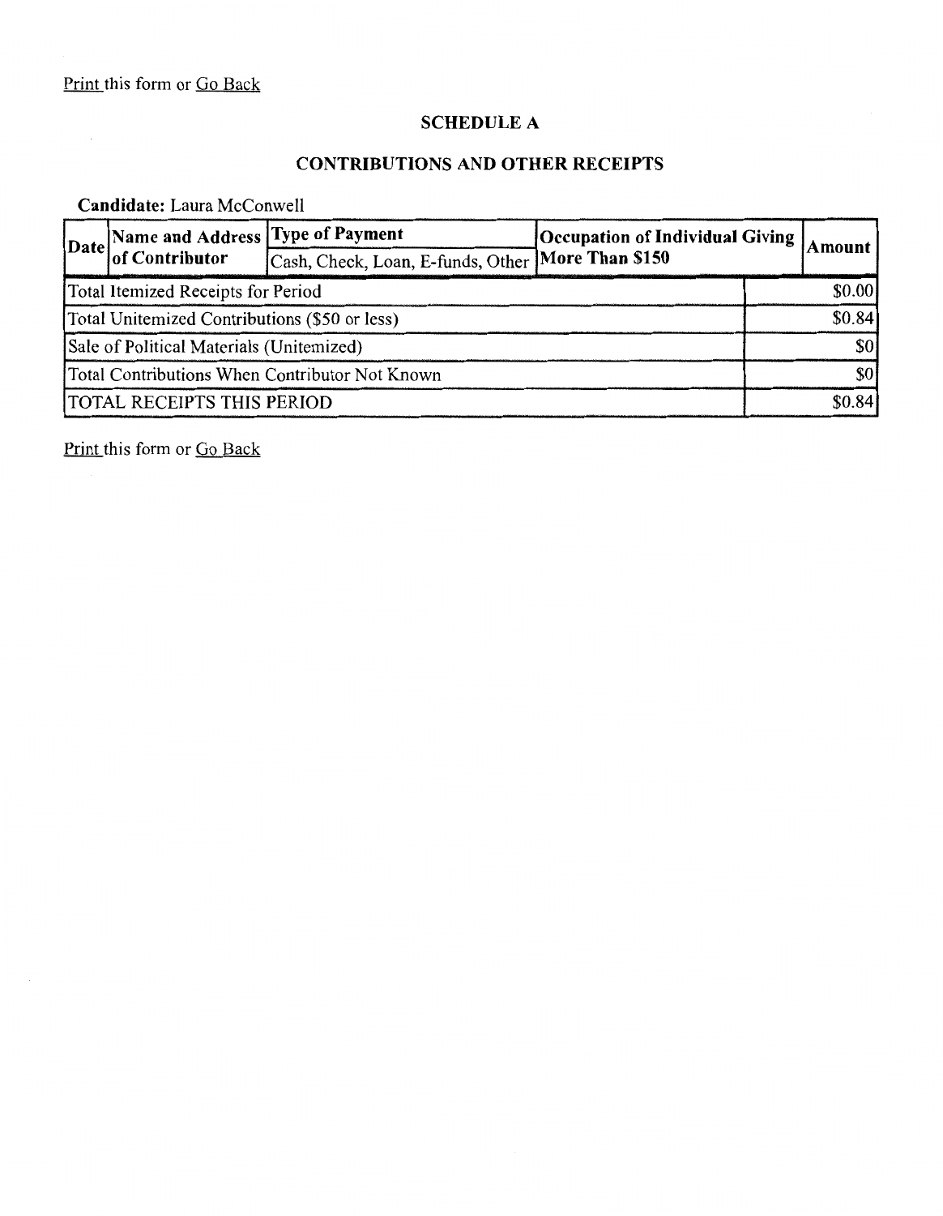Print this form or Go Back

## SCHEDULE A

## CONTRIBUTIONS AND OTHER RECEIPTS

**Candidate:** Laura McConwell

| Date | Name and Address of Contributor | Type of Payment<br>Cash, Check, Loan, E-funds, Other | Occupation of Individual Giving More Than $150 | | Amount |
|---|---|---|---|---|---|
| Total Itemized Receipts for Period | | | | | $0.00 |
| Total Unitemized Contributions ($50 or less) | | | | | $0.84 |
| Sale of Political Materials (Unitemized) | | | | | $0 |
| Total Contributions When Contributor Not Known | | | | | $0 |
| TOTAL RECEIPTS THIS PERIOD | | | | | $0.84 |

Print this form or Go Back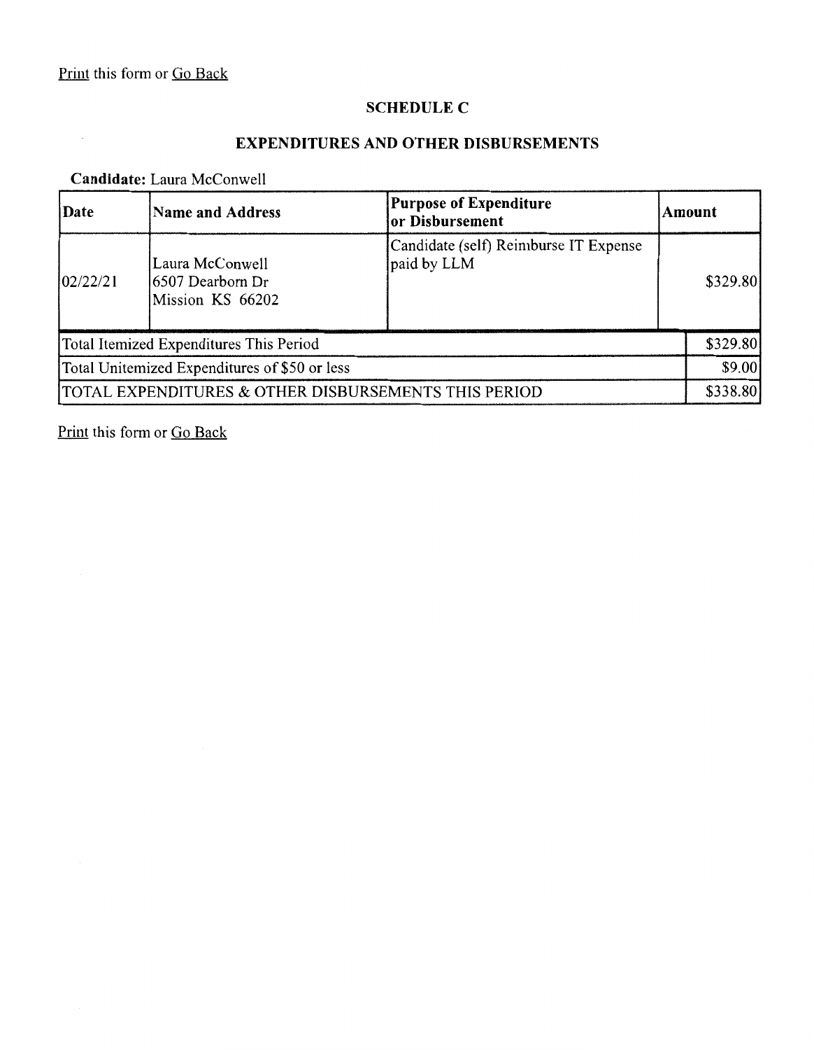Print this form or Go Back

## SCHEDULE C

## EXPENDITURES AND OTHER DISBURSEMENTS

**Candidate:** Laura McConwell

| Date | Name and Address | Purpose of Expenditure or Disbursement | Amount |
|---|---|---|---|
| 02/22/21 | Laura McConwell<br>6507 Dearborn Dr<br>Mission KS 66202 | Candidate (self) Reimburse IT Expense paid by LLM | $329.80 |
| Total Itemized Expenditures This Period | | | $329.80 |
| Total Unitemized Expenditures of $50 or less | | | $9.00 |
| TOTAL EXPENDITURES & OTHER DISBURSEMENTS THIS PERIOD | | | $338.80 |

Print this form or Go Back